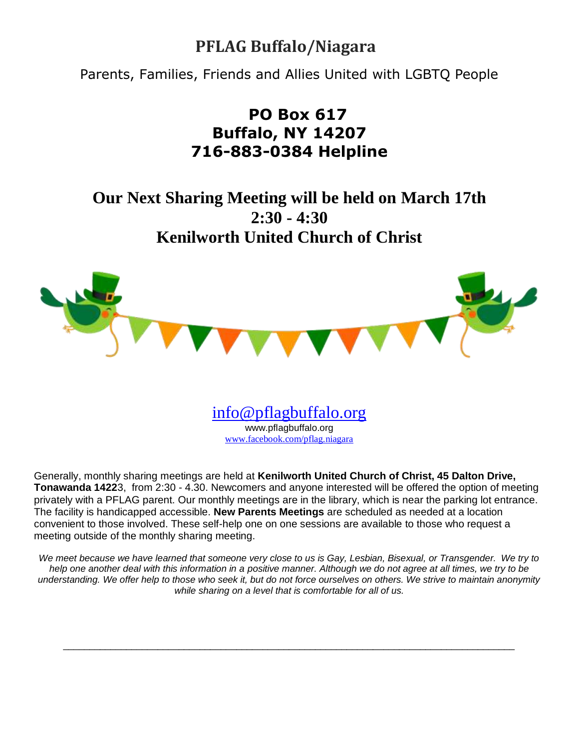# PFLAG Buffalo/Niagara

Parents, Families, Friends and Allies United with LGBTQ People

**PO Box 617**
**Buffalo, NY 14207**
**716-883-0384 Helpline**

## Our Next Sharing Meeting will be held on March 17th
## 2:30 - 4:30
## Kenilworth United Church of Christ

info@pflagbuffalo.org
www.pflagbuffalo.org
www.facebook.com/pflag.niagara

Generally, monthly sharing meetings are held at **Kenilworth United Church of Christ, 45 Dalton Drive, Tonawanda 1422**3, from 2:30 - 4.30. Newcomers and anyone interested will be offered the option of meeting privately with a PFLAG parent. Our monthly meetings are in the library, which is near the parking lot entrance. The facility is handicapped accessible. **New Parents Meetings** are scheduled as needed at a location convenient to those involved. These self-help one on one sessions are available to those who request a meeting outside of the monthly sharing meeting.

*We meet because we have learned that someone very close to us is Gay, Lesbian, Bisexual, or Transgender. We try to help one another deal with this information in a positive manner. Although we do not agree at all times, we try to be understanding. We offer help to those who seek it, but do not force ourselves on others. We strive to maintain anonymity while sharing on a level that is comfortable for all of us.*

---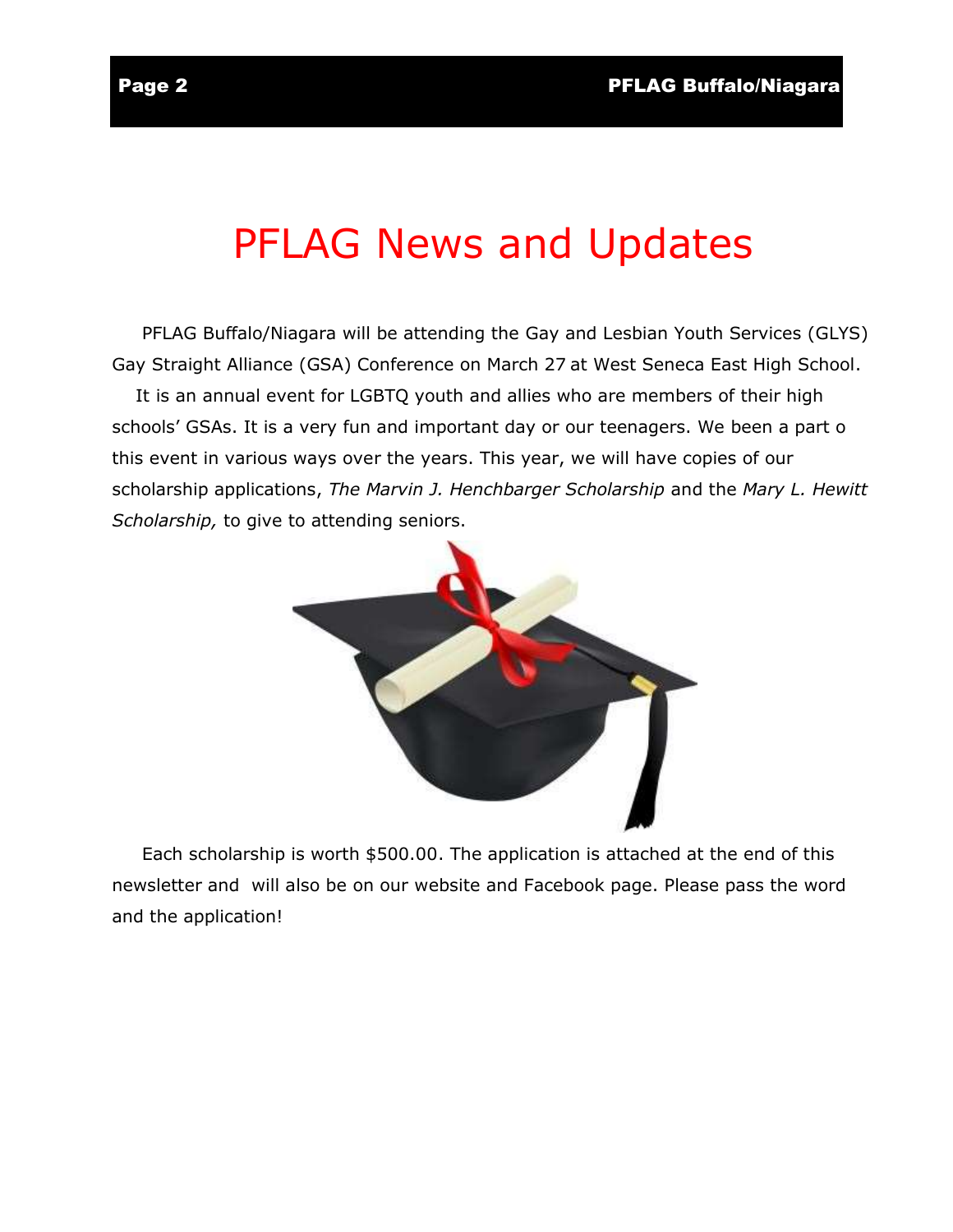# PFLAG News and Updates

PFLAG Buffalo/Niagara will be attending the Gay and Lesbian Youth Services (GLYS) Gay Straight Alliance (GSA) Conference on March 27 at West Seneca East High School.

It is an annual event for LGBTQ youth and allies who are members of their high schools' GSAs. It is a very fun and important day or our teenagers. We been a part o this event in various ways over the years. This year, we will have copies of our scholarship applications, *The Marvin J. Henchbarger Scholarship* and the *Mary L. Hewitt Scholarship,* to give to attending seniors.

Each scholarship is worth $500.00. The application is attached at the end of this newsletter and will also be on our website and Facebook page. Please pass the word and the application!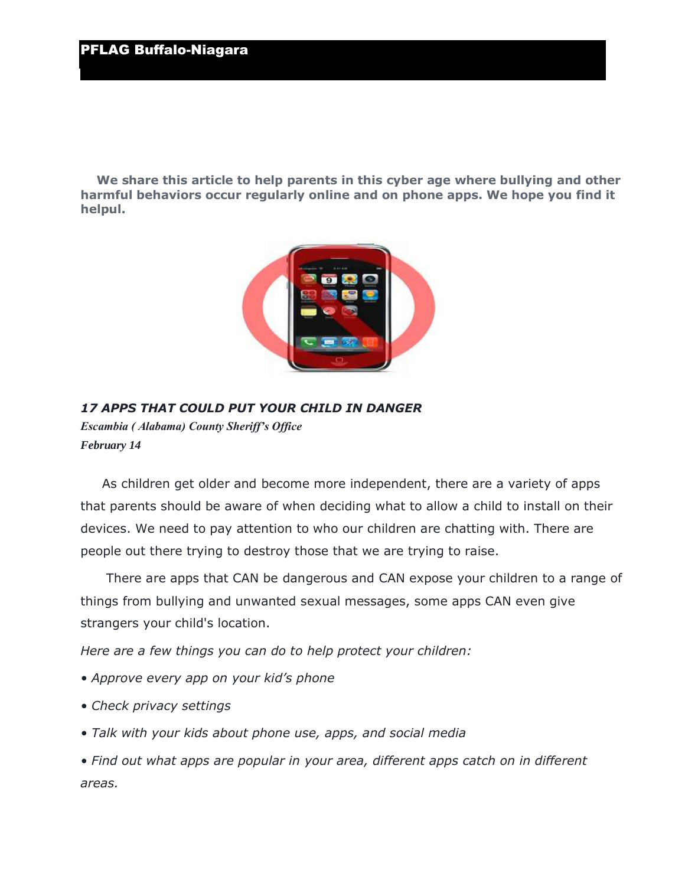**We share this article to help parents in this cyber age where bullying and other harmful behaviors occur regularly online and on phone apps. We hope you find it helpul.**

***17 APPS THAT COULD PUT YOUR CHILD IN DANGER***

***Escambia ( Alabama) County Sheriff's Office***

***February 14***

As children get older and become more independent, there are a variety of apps that parents should be aware of when deciding what to allow a child to install on their devices. We need to pay attention to who our children are chatting with. There are people out there trying to destroy those that we are trying to raise.

There are apps that CAN be dangerous and CAN expose your children to a range of things from bullying and unwanted sexual messages, some apps CAN even give strangers your child's location.

*Here are a few things you can do to help protect your children:*

- *Approve every app on your kid's phone*
- *Check privacy settings*
- *Talk with your kids about phone use, apps, and social media*
- *Find out what apps are popular in your area, different apps catch on in different areas.*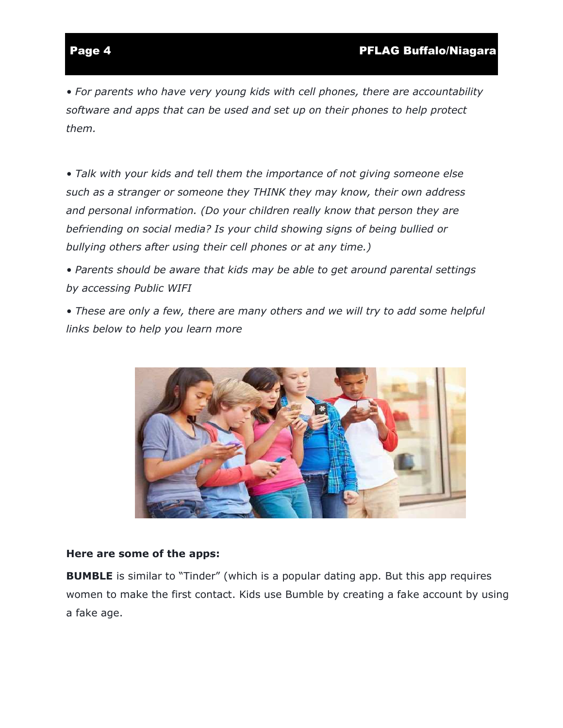• *For parents who have very young kids with cell phones, there are accountability software and apps that can be used and set up on their phones to help protect them.*

• *Talk with your kids and tell them the importance of not giving someone else such as a stranger or someone they THINK they may know, their own address and personal information. (Do your children really know that person they are befriending on social media? Is your child showing signs of being bullied or bullying others after using their cell phones or at any time.)*

• *Parents should be aware that kids may be able to get around parental settings by accessing Public WIFI*

• *These are only a few, there are many others and we will try to add some helpful links below to help you learn more*

**Here are some of the apps:**

**BUMBLE** is similar to "Tinder" (which is a popular dating app. But this app requires women to make the first contact. Kids use Bumble by creating a fake account by using a fake age.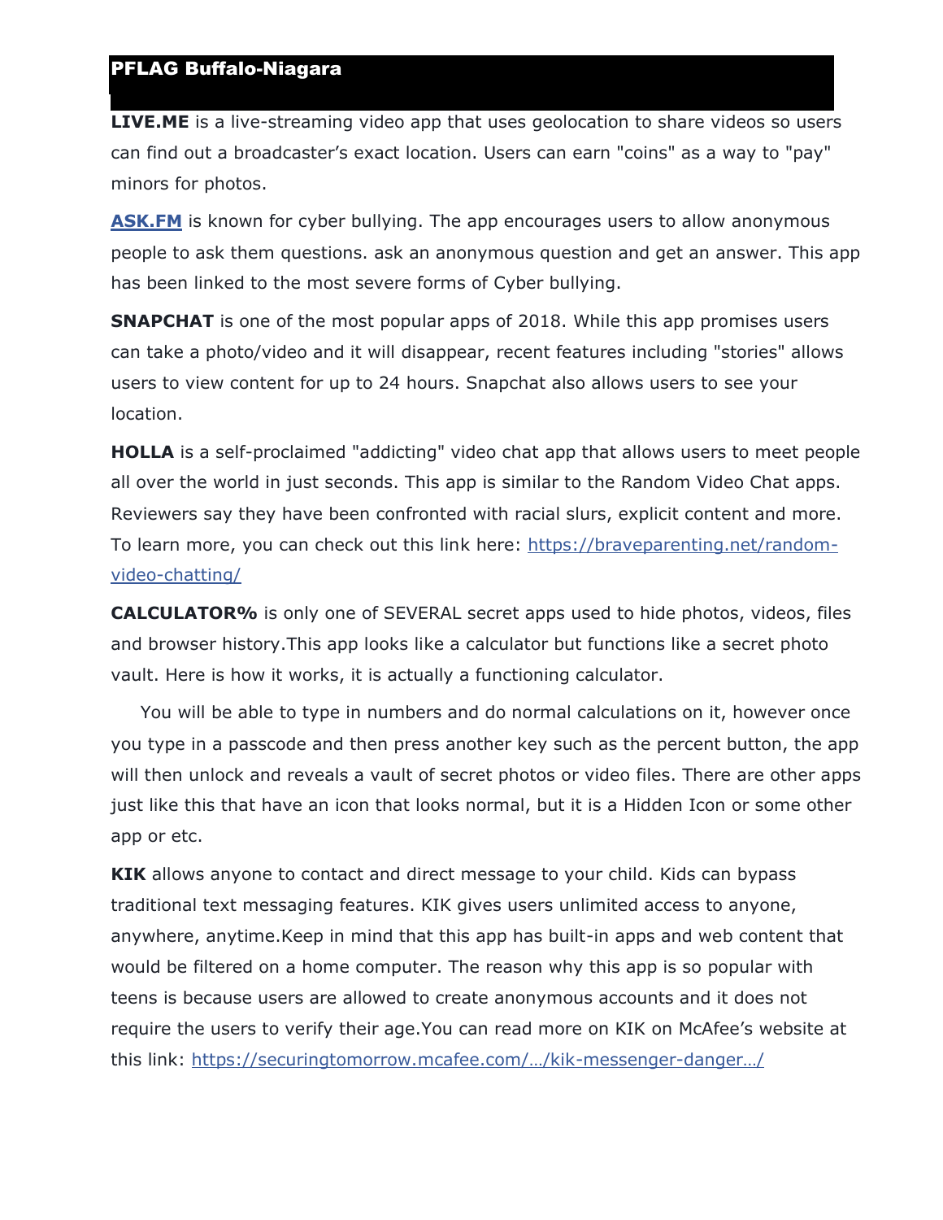PFLAG Buffalo-Niagara

**LIVE.ME** is a live-streaming video app that uses geolocation to share videos so users can find out a broadcaster's exact location. Users can earn "coins" as a way to "pay" minors for photos.

**ASK.FM** is known for cyber bullying. The app encourages users to allow anonymous people to ask them questions. ask an anonymous question and get an answer. This app has been linked to the most severe forms of Cyber bullying.

**SNAPCHAT** is one of the most popular apps of 2018. While this app promises users can take a photo/video and it will disappear, recent features including "stories" allows users to view content for up to 24 hours. Snapchat also allows users to see your location.

**HOLLA** is a self-proclaimed "addicting" video chat app that allows users to meet people all over the world in just seconds. This app is similar to the Random Video Chat apps. Reviewers say they have been confronted with racial slurs, explicit content and more. To learn more, you can check out this link here: https://braveparenting.net/random-video-chatting/

**CALCULATOR%** is only one of SEVERAL secret apps used to hide photos, videos, files and browser history.This app looks like a calculator but functions like a secret photo vault. Here is how it works, it is actually a functioning calculator.

You will be able to type in numbers and do normal calculations on it, however once you type in a passcode and then press another key such as the percent button, the app will then unlock and reveals a vault of secret photos or video files. There are other apps just like this that have an icon that looks normal, but it is a Hidden Icon or some other app or etc.

**KIK** allows anyone to contact and direct message to your child. Kids can bypass traditional text messaging features. KIK gives users unlimited access to anyone, anywhere, anytime.Keep in mind that this app has built-in apps and web content that would be filtered on a home computer. The reason why this app is so popular with teens is because users are allowed to create anonymous accounts and it does not require the users to verify their age.You can read more on KIK on McAfee's website at this link: https://securingtomorrow.mcafee.com/…/kik-messenger-danger…/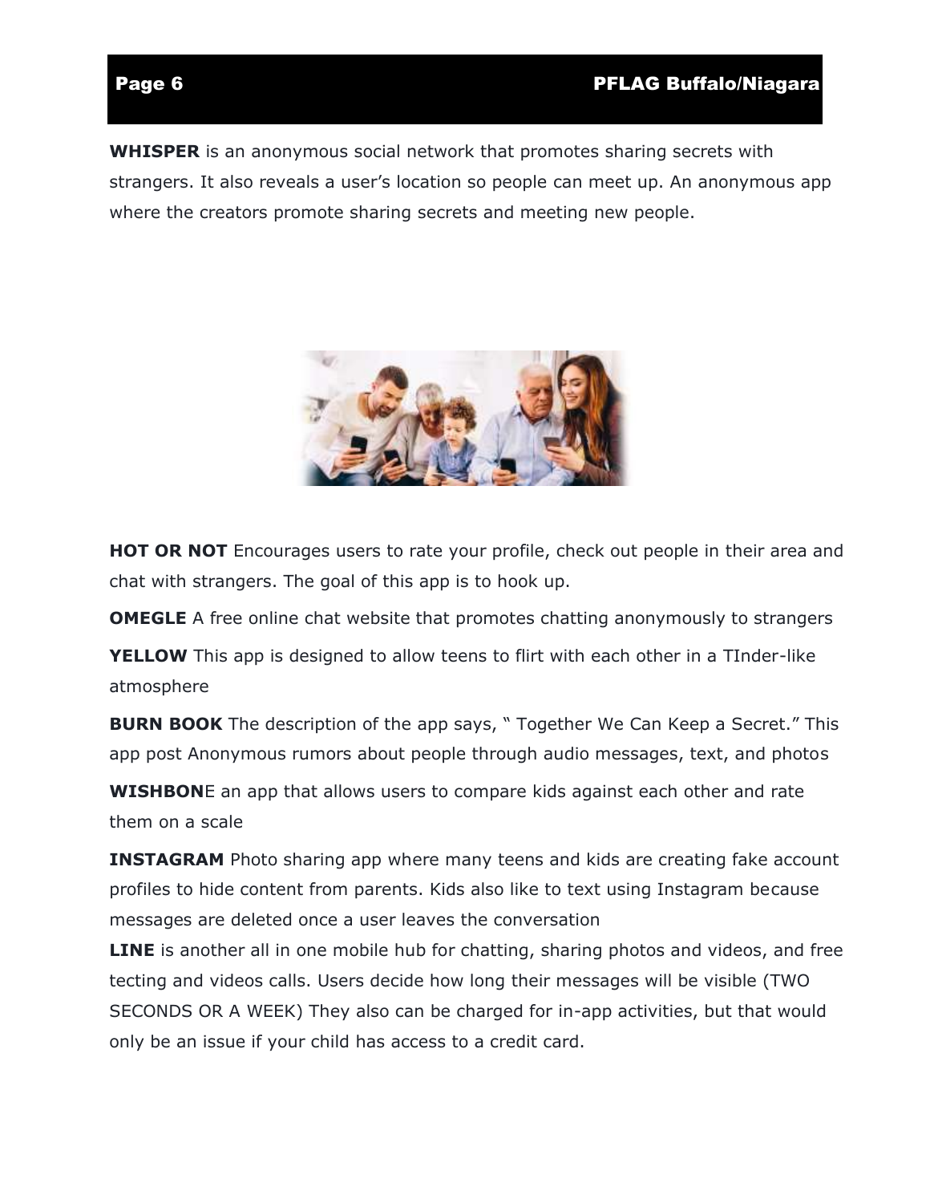**WHISPER** is an anonymous social network that promotes sharing secrets with strangers. It also reveals a user's location so people can meet up. An anonymous app where the creators promote sharing secrets and meeting new people.

**HOT OR NOT** Encourages users to rate your profile, check out people in their area and chat with strangers. The goal of this app is to hook up.

**OMEGLE** A free online chat website that promotes chatting anonymously to strangers

**YELLOW** This app is designed to allow teens to flirt with each other in a TInder-like atmosphere

**BURN BOOK** The description of the app says, " Together We Can Keep a Secret." This app post Anonymous rumors about people through audio messages, text, and photos

**WISHBON**E an app that allows users to compare kids against each other and rate them on a scale

**INSTAGRAM** Photo sharing app where many teens and kids are creating fake account profiles to hide content from parents. Kids also like to text using Instagram because messages are deleted once a user leaves the conversation

**LINE** is another all in one mobile hub for chatting, sharing photos and videos, and free tecting and videos calls. Users decide how long their messages will be visible (TWO SECONDS OR A WEEK) They also can be charged for in-app activities, but that would only be an issue if your child has access to a credit card.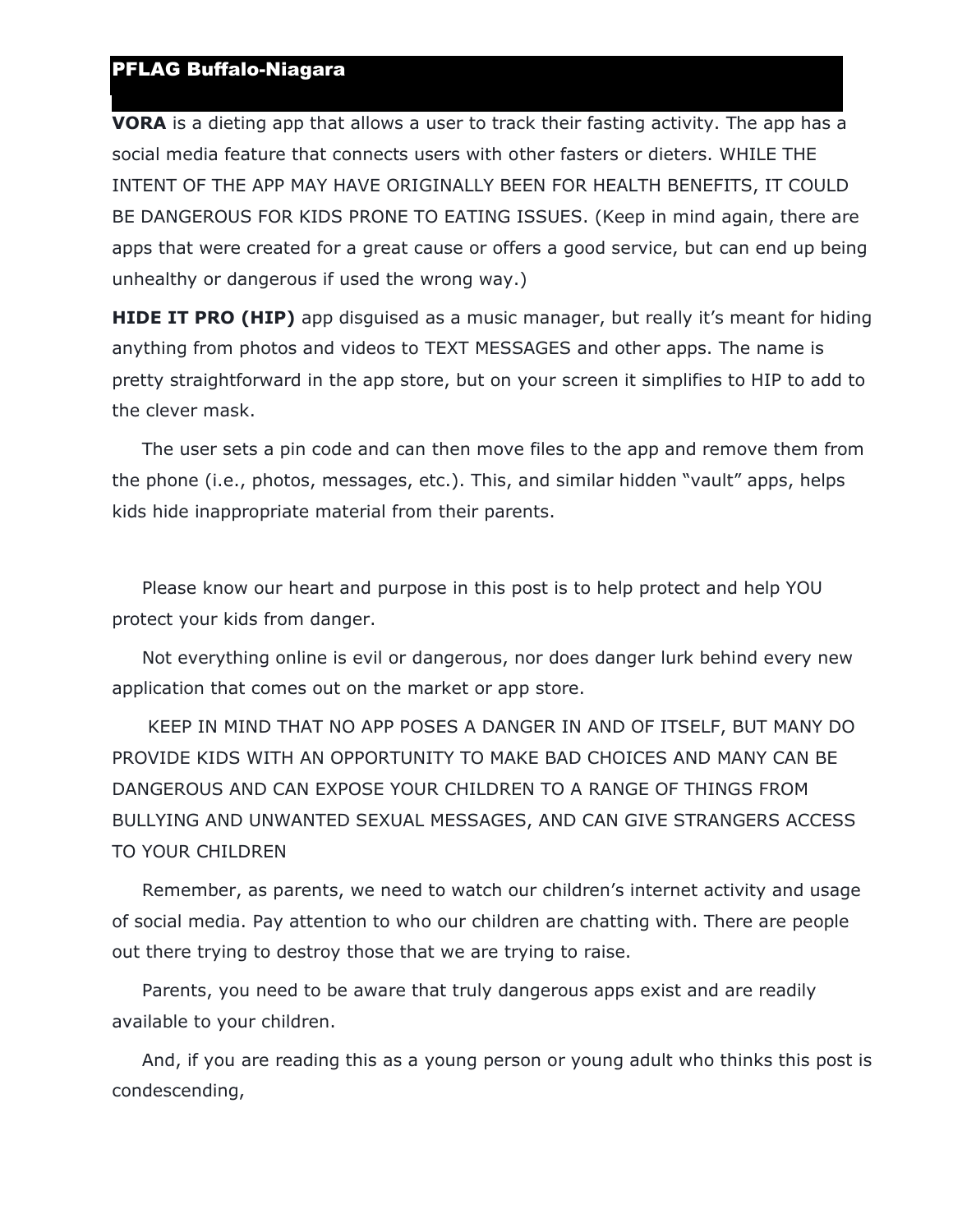PFLAG Buffalo-Niagara

**VORA** is a dieting app that allows a user to track their fasting activity. The app has a social media feature that connects users with other fasters or dieters. WHILE THE INTENT OF THE APP MAY HAVE ORIGINALLY BEEN FOR HEALTH BENEFITS, IT COULD BE DANGEROUS FOR KIDS PRONE TO EATING ISSUES. (Keep in mind again, there are apps that were created for a great cause or offers a good service, but can end up being unhealthy or dangerous if used the wrong way.)

**HIDE IT PRO (HIP)** app disguised as a music manager, but really it's meant for hiding anything from photos and videos to TEXT MESSAGES and other apps. The name is pretty straightforward in the app store, but on your screen it simplifies to HIP to add to the clever mask.

The user sets a pin code and can then move files to the app and remove them from the phone (i.e., photos, messages, etc.). This, and similar hidden "vault" apps, helps kids hide inappropriate material from their parents.

Please know our heart and purpose in this post is to help protect and help YOU protect your kids from danger.

Not everything online is evil or dangerous, nor does danger lurk behind every new application that comes out on the market or app store.

KEEP IN MIND THAT NO APP POSES A DANGER IN AND OF ITSELF, BUT MANY DO PROVIDE KIDS WITH AN OPPORTUNITY TO MAKE BAD CHOICES AND MANY CAN BE DANGEROUS AND CAN EXPOSE YOUR CHILDREN TO A RANGE OF THINGS FROM BULLYING AND UNWANTED SEXUAL MESSAGES, AND CAN GIVE STRANGERS ACCESS TO YOUR CHILDREN

Remember, as parents, we need to watch our children's internet activity and usage of social media. Pay attention to who our children are chatting with. There are people out there trying to destroy those that we are trying to raise.

Parents, you need to be aware that truly dangerous apps exist and are readily available to your children.

And, if you are reading this as a young person or young adult who thinks this post is condescending,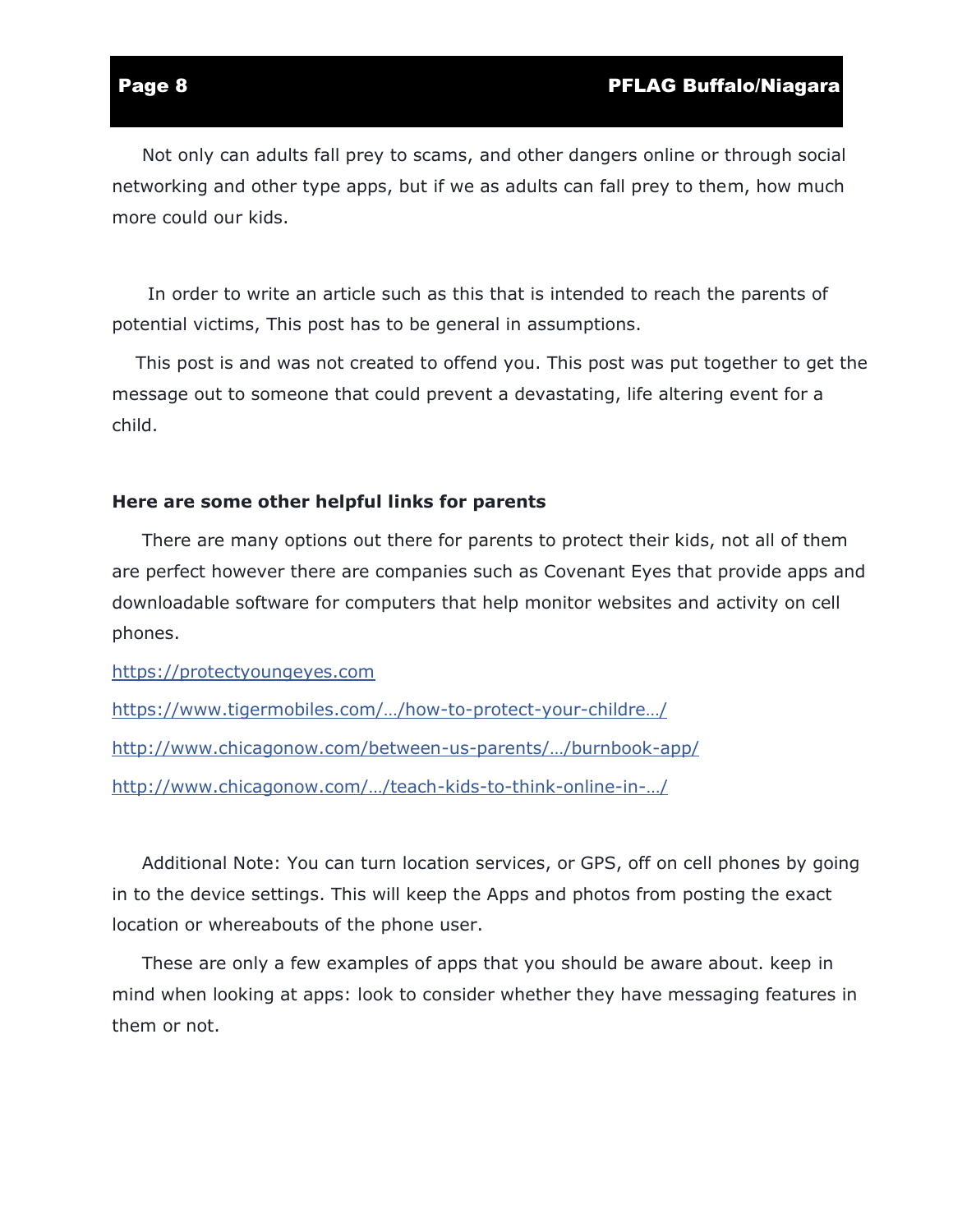Not only can adults fall prey to scams, and other dangers online or through social networking and other type apps, but if we as adults can fall prey to them, how much more could our kids.

In order to write an article such as this that is intended to reach the parents of potential victims, This post has to be general in assumptions.

This post is and was not created to offend you. This post was put together to get the message out to someone that could prevent a devastating, life altering event for a child.

**Here are some other helpful links for parents**

There are many options out there for parents to protect their kids, not all of them are perfect however there are companies such as Covenant Eyes that provide apps and downloadable software for computers that help monitor websites and activity on cell phones.

https://protectyoungeyes.com

https://www.tigermobiles.com/…/how-to-protect-your-childre…/

http://www.chicagonow.com/between-us-parents/…/burnbook-app/

http://www.chicagonow.com/…/teach-kids-to-think-online-in-…/

Additional Note: You can turn location services, or GPS, off on cell phones by going in to the device settings. This will keep the Apps and photos from posting the exact location or whereabouts of the phone user.

These are only a few examples of apps that you should be aware about. keep in mind when looking at apps: look to consider whether they have messaging features in them or not.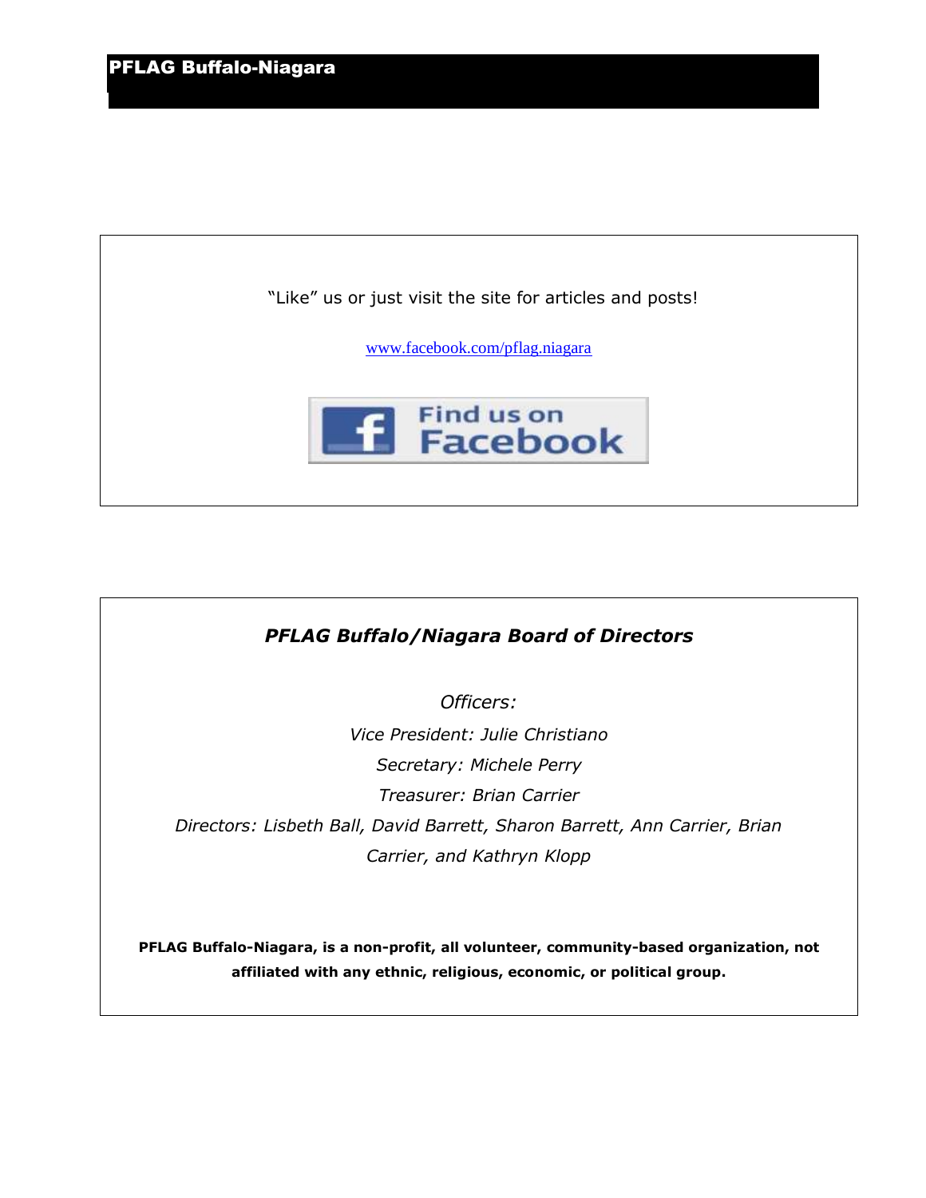PFLAG Buffalo-Niagara

"Like" us or just visit the site for articles and posts!

www.facebook.com/pflag.niagara

Find us on Facebook

### *PFLAG Buffalo/Niagara Board of Directors*

*Officers:*

*Vice President: Julie Christiano*

*Secretary: Michele Perry*

*Treasurer: Brian Carrier*

*Directors: Lisbeth Ball, David Barrett, Sharon Barrett, Ann Carrier, Brian Carrier, and Kathryn Klopp*

**PFLAG Buffalo-Niagara, is a non-profit, all volunteer, community-based organization, not affiliated with any ethnic, religious, economic, or political group.**